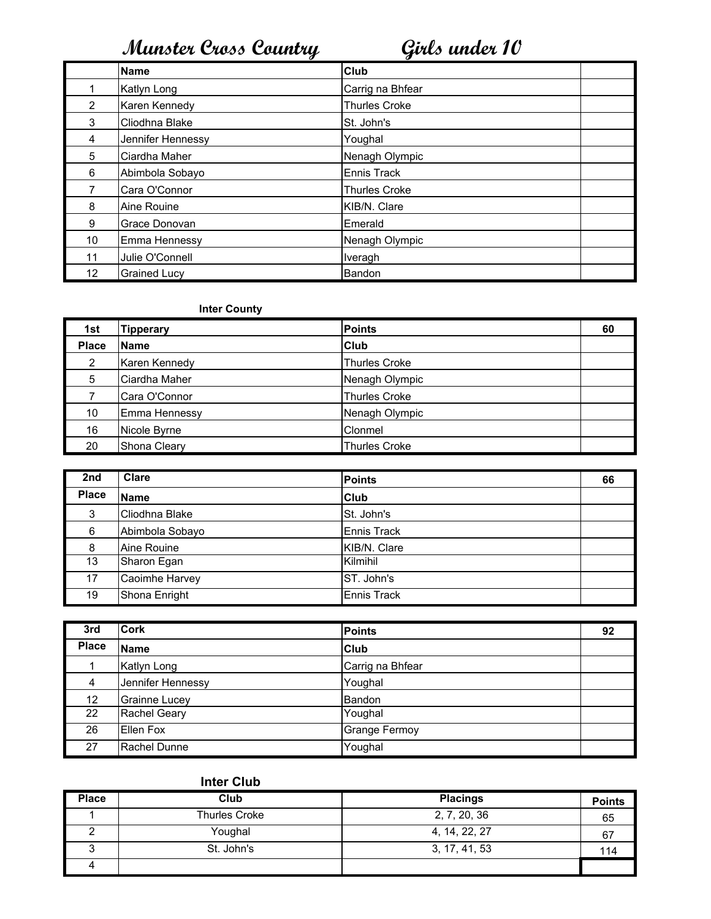# Munster Cross Country Girls under 10

| | Name | Club | |
|---|---|---|---|
| 1 | Katlyn Long | Carrig na Bhfear | |
| 2 | Karen Kennedy | Thurles Croke | |
| 3 | Cliodhna Blake | St. John's | |
| 4 | Jennifer Hennessy | Youghal | |
| 5 | Ciardha Maher | Nenagh Olympic | |
| 6 | Abimbola Sobayo | Ennis Track | |
| 7 | Cara O'Connor | Thurles Croke | |
| 8 | Aine Rouine | KIB/N. Clare | |
| 9 | Grace Donovan | Emerald | |
| 10 | Emma Hennessy | Nenagh Olympic | |
| 11 | Julie O'Connell | Iveragh | |
| 12 | Grained Lucy | Bandon | |

**Inter County**

| 1st | Tipperary | Points | 60 |
|---|---|---|---|
| **Place** | **Name** | **Club** | |
| 2 | Karen Kennedy | Thurles Croke | |
| 5 | Ciardha Maher | Nenagh Olympic | |
| 7 | Cara O'Connor | Thurles Croke | |
| 10 | Emma Hennessy | Nenagh Olympic | |
| 16 | Nicole Byrne | Clonmel | |
| 20 | Shona Cleary | Thurles Croke | |

| 2nd | Clare | Points | 66 |
|---|---|---|---|
| **Place** | **Name** | **Club** | |
| 3 | Cliodhna Blake | St. John's | |
| 6 | Abimbola Sobayo | Ennis Track | |
| 8 | Aine Rouine | KIB/N. Clare | |
| 13 | Sharon Egan | Kilmihil | |
| 17 | Caoimhe Harvey | ST. John's | |
| 19 | Shona Enright | Ennis Track | |

| 3rd | Cork | Points | 92 |
|---|---|---|---|
| **Place** | **Name** | **Club** | |
| 1 | Katlyn Long | Carrig na Bhfear | |
| 4 | Jennifer Hennessy | Youghal | |
| 12 | Grainne Lucey | Bandon | |
| 22 | Rachel Geary | Youghal | |
| 26 | Ellen Fox | Grange Fermoy | |
| 27 | Rachel Dunne | Youghal | |

**Inter Club**

| Place | Club | Placings | Points |
|---|---|---|---|
| 1 | Thurles Croke | 2, 7, 20, 36 | 65 |
| 2 | Youghal | 4, 14, 22, 27 | 67 |
| 3 | St. John's | 3, 17, 41, 53 | 114 |
| 4 | | | |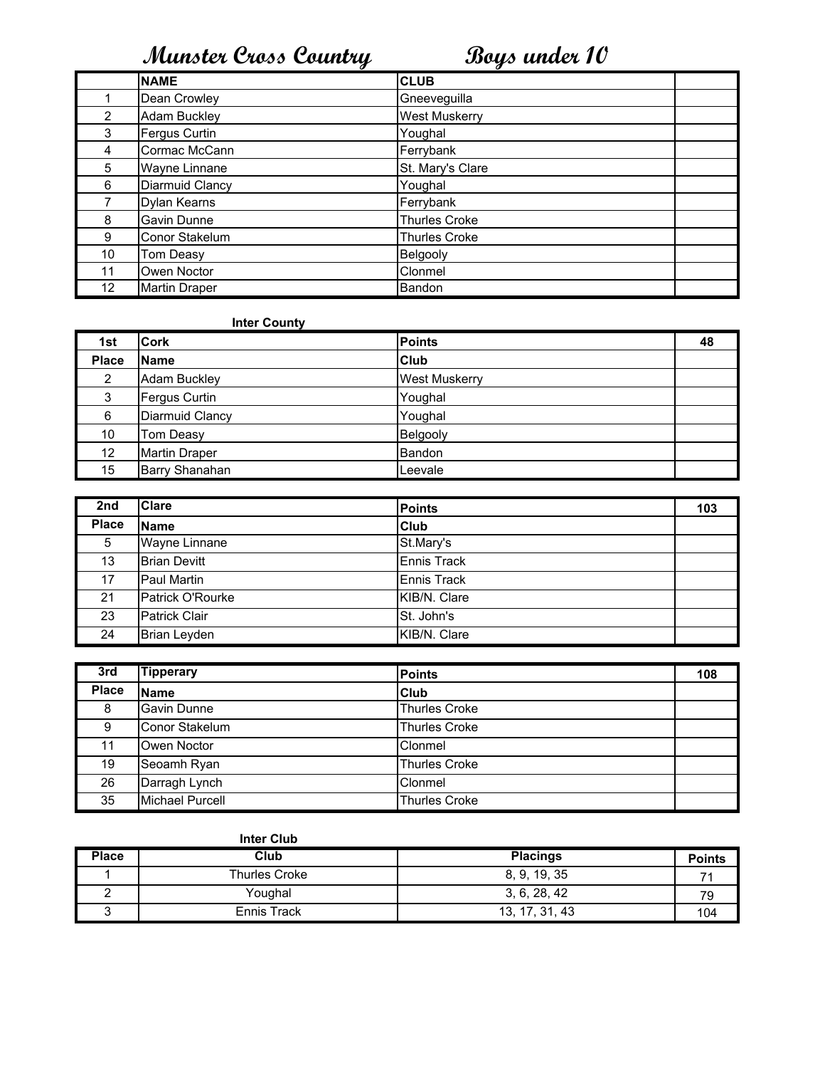# Munster Cross Country Boys under 10

|  | NAME | CLUB |  |
|---|---|---|---|
| 1 | Dean Crowley | Gneeveguilla |  |
| 2 | Adam Buckley | West Muskerry |  |
| 3 | Fergus Curtin | Youghal |  |
| 4 | Cormac McCann | Ferrybank |  |
| 5 | Wayne Linnane | St. Mary's Clare |  |
| 6 | Diarmuid Clancy | Youghal |  |
| 7 | Dylan Kearns | Ferrybank |  |
| 8 | Gavin Dunne | Thurles Croke |  |
| 9 | Conor Stakelum | Thurles Croke |  |
| 10 | Tom Deasy | Belgooly |  |
| 11 | Owen Noctor | Clonmel |  |
| 12 | Martin Draper | Bandon |  |

**Inter County**

| 1st | Cork | Points | 48 |
|---|---|---|---|
| **Place** | **Name** | **Club** |  |
| 2 | Adam Buckley | West Muskerry |  |
| 3 | Fergus Curtin | Youghal |  |
| 6 | Diarmuid Clancy | Youghal |  |
| 10 | Tom Deasy | Belgooly |  |
| 12 | Martin Draper | Bandon |  |
| 15 | Barry Shanahan | Leevale |  |

| 2nd | Clare | Points | 103 |
|---|---|---|---|
| **Place** | **Name** | **Club** |  |
| 5 | Wayne Linnane | St.Mary's |  |
| 13 | Brian Devitt | Ennis Track |  |
| 17 | Paul Martin | Ennis Track |  |
| 21 | Patrick O'Rourke | KIB/N. Clare |  |
| 23 | Patrick Clair | St. John's |  |
| 24 | Brian Leyden | KIB/N. Clare |  |

| 3rd | Tipperary | Points | 108 |
|---|---|---|---|
| **Place** | **Name** | **Club** |  |
| 8 | Gavin Dunne | Thurles Croke |  |
| 9 | Conor Stakelum | Thurles Croke |  |
| 11 | Owen Noctor | Clonmel |  |
| 19 | Seoamh Ryan | Thurles Croke |  |
| 26 | Darragh Lynch | Clonmel |  |
| 35 | Michael Purcell | Thurles Croke |  |

**Inter Club**

| Place | Club | Placings | Points |
|---|---|---|---|
| 1 | Thurles Croke | 8, 9, 19, 35 | 71 |
| 2 | Youghal | 3, 6, 28, 42 | 79 |
| 3 | Ennis Track | 13, 17, 31, 43 | 104 |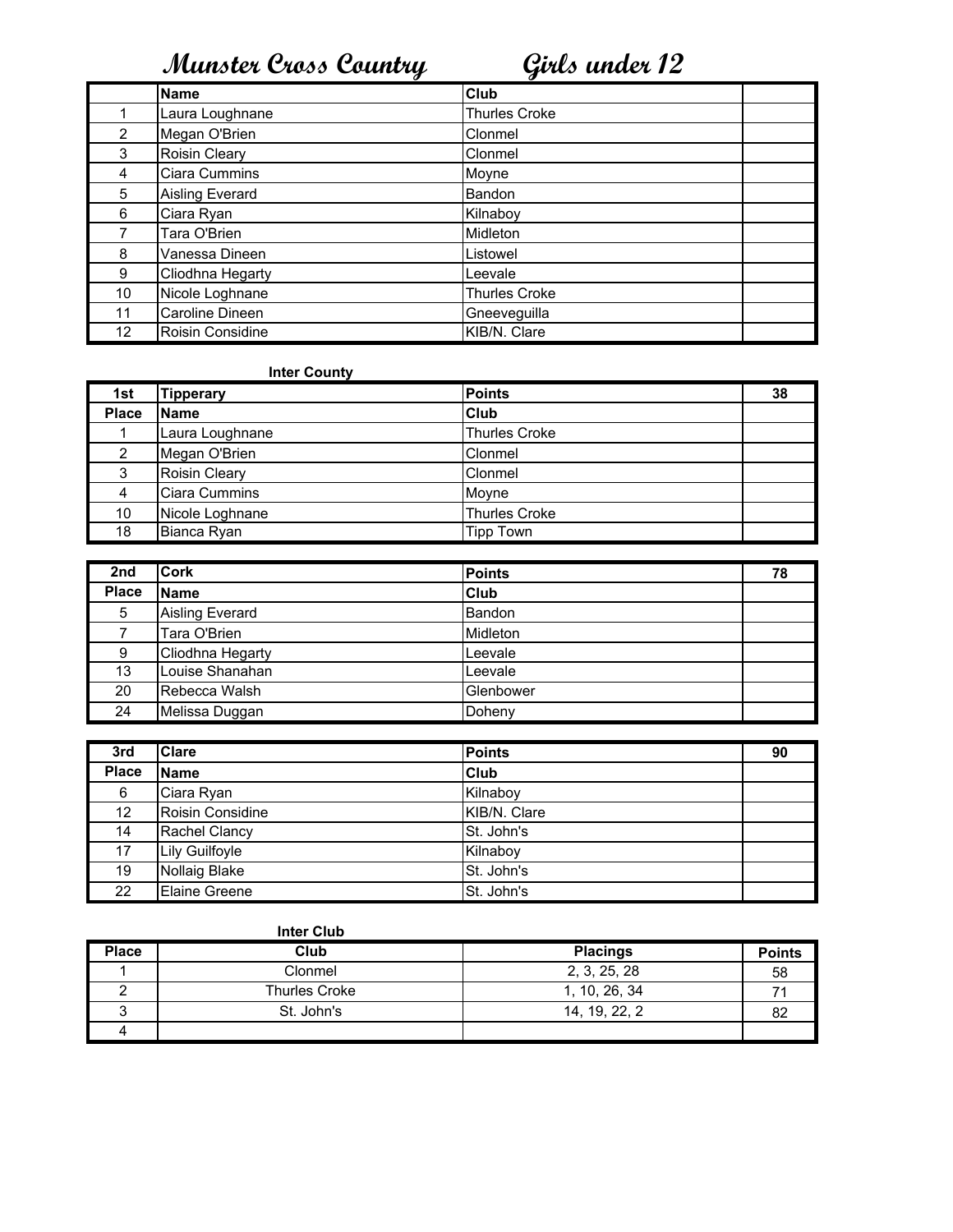# Munster Cross Country Girls under 12

| | Name | Club | |
|---|---|---|---|
| 1 | Laura Loughnane | Thurles Croke | |
| 2 | Megan O'Brien | Clonmel | |
| 3 | Roisin Cleary | Clonmel | |
| 4 | Ciara Cummins | Moyne | |
| 5 | Aisling Everard | Bandon | |
| 6 | Ciara Ryan | Kilnaboy | |
| 7 | Tara O'Brien | Midleton | |
| 8 | Vanessa Dineen | Listowel | |
| 9 | Cliodhna Hegarty | Leevale | |
| 10 | Nicole Loghnane | Thurles Croke | |
| 11 | Caroline Dineen | Gneeveguilla | |
| 12 | Roisin Considine | KIB/N. Clare | |

**Inter County**

| 1st | Tipperary | Points | 38 |
|---|---|---|---|
| **Place** | **Name** | **Club** | |
| 1 | Laura Loughnane | Thurles Croke | |
| 2 | Megan O'Brien | Clonmel | |
| 3 | Roisin Cleary | Clonmel | |
| 4 | Ciara Cummins | Moyne | |
| 10 | Nicole Loghnane | Thurles Croke | |
| 18 | Bianca Ryan | Tipp Town | |

| 2nd | Cork | Points | 78 |
|---|---|---|---|
| **Place** | **Name** | **Club** | |
| 5 | Aisling Everard | Bandon | |
| 7 | Tara O'Brien | Midleton | |
| 9 | Cliodhna Hegarty | Leevale | |
| 13 | Louise Shanahan | Leevale | |
| 20 | Rebecca Walsh | Glenbower | |
| 24 | Melissa Duggan | Doheny | |

| 3rd | Clare | Points | 90 |
|---|---|---|---|
| **Place** | **Name** | **Club** | |
| 6 | Ciara Ryan | Kilnaboy | |
| 12 | Roisin Considine | KIB/N. Clare | |
| 14 | Rachel Clancy | St. John's | |
| 17 | Lily Guilfoyle | Kilnaboy | |
| 19 | Nollaig Blake | St. John's | |
| 22 | Elaine Greene | St. John's | |

**Inter Club**

| Place | Club | Placings | Points |
|---|---|---|---|
| 1 | Clonmel | 2, 3, 25, 28 | 58 |
| 2 | Thurles Croke | 1, 10, 26, 34 | 71 |
| 3 | St. John's | 14, 19, 22, 2 | 82 |
| 4 | | | |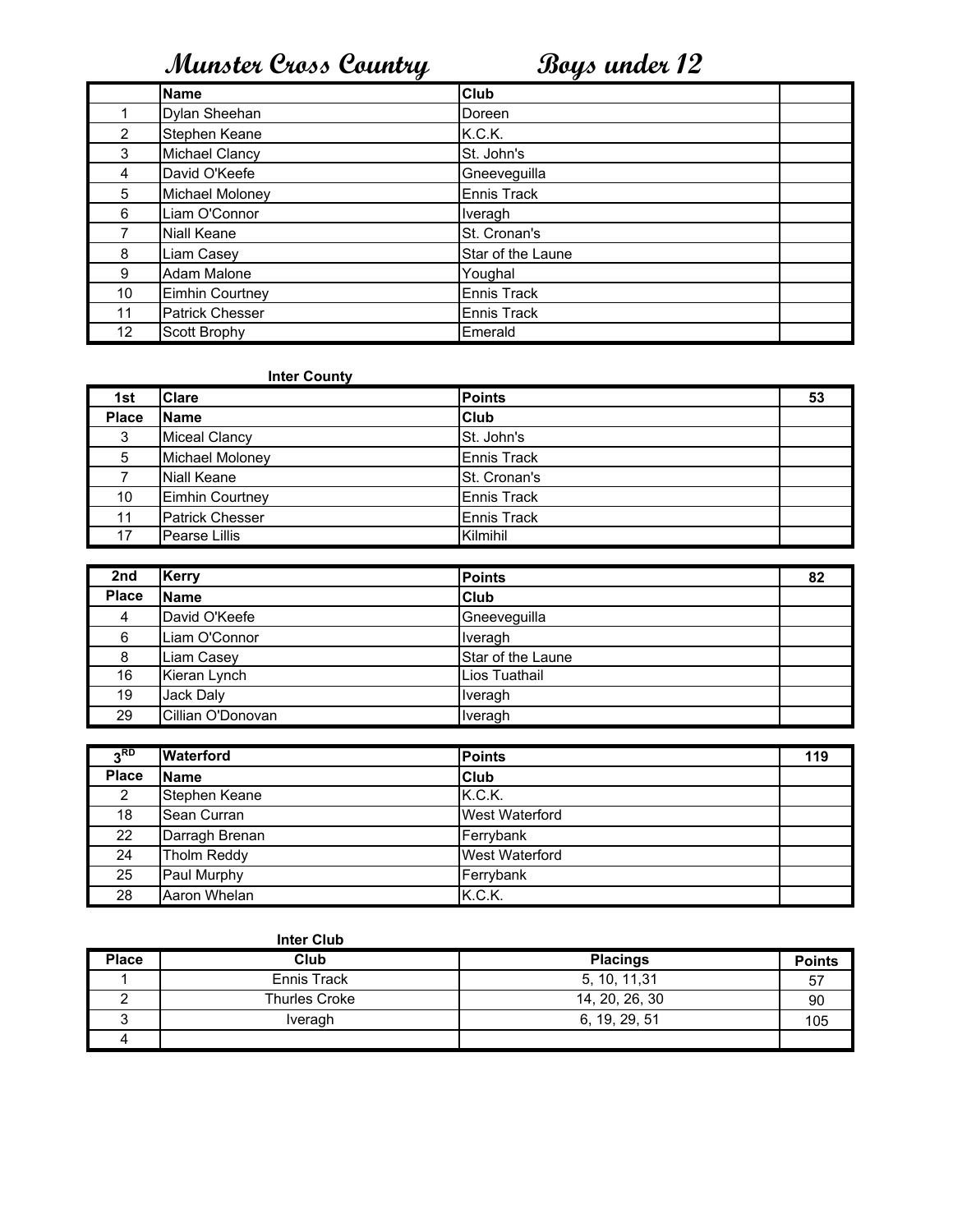# Munster Cross Country Boys under 12

| | Name | Club | |
|---|---|---|---|
| 1 | Dylan Sheehan | Doreen | |
| 2 | Stephen Keane | K.C.K. | |
| 3 | Michael Clancy | St. John's | |
| 4 | David O'Keefe | Gneeveguilla | |
| 5 | Michael Moloney | Ennis Track | |
| 6 | Liam O'Connor | Iveragh | |
| 7 | Niall Keane | St. Cronan's | |
| 8 | Liam Casey | Star of the Laune | |
| 9 | Adam Malone | Youghal | |
| 10 | Eimhin Courtney | Ennis Track | |
| 11 | Patrick Chesser | Ennis Track | |
| 12 | Scott Brophy | Emerald | |

**Inter County**

| 1st | Clare | Points | 53 |
|---|---|---|---|
| **Place** | **Name** | **Club** | |
| 3 | Miceal Clancy | St. John's | |
| 5 | Michael Moloney | Ennis Track | |
| 7 | Niall Keane | St. Cronan's | |
| 10 | Eimhin Courtney | Ennis Track | |
| 11 | Patrick Chesser | Ennis Track | |
| 17 | Pearse Lillis | Kilmihil | |

| 2nd | Kerry | Points | 82 |
|---|---|---|---|
| **Place** | **Name** | **Club** | |
| 4 | David O'Keefe | Gneeveguilla | |
| 6 | Liam O'Connor | Iveragh | |
| 8 | Liam Casey | Star of the Laune | |
| 16 | Kieran Lynch | Lios Tuathail | |
| 19 | Jack Daly | Iveragh | |
| 29 | Cillian O'Donovan | Iveragh | |

| 3RD | Waterford | Points | 119 |
|---|---|---|---|
| **Place** | **Name** | **Club** | |
| 2 | Stephen Keane | K.C.K. | |
| 18 | Sean Curran | West Waterford | |
| 22 | Darragh Brenan | Ferrybank | |
| 24 | Tholm Reddy | West Waterford | |
| 25 | Paul Murphy | Ferrybank | |
| 28 | Aaron Whelan | K.C.K. | |

**Inter Club**

| Place | Club | Placings | Points |
|---|---|---|---|
| 1 | Ennis Track | 5, 10, 11,31 | 57 |
| 2 | Thurles Croke | 14, 20, 26, 30 | 90 |
| 3 | Iveragh | 6, 19, 29, 51 | 105 |
| 4 | | | |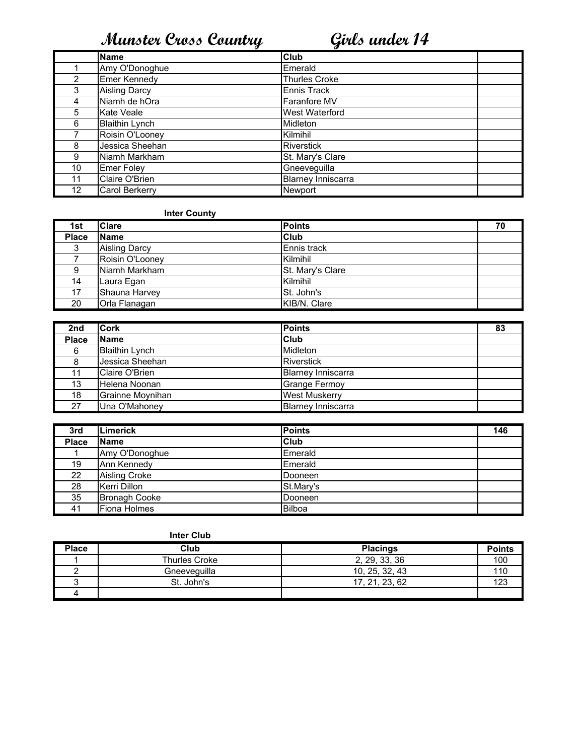# Munster Cross Country Girls under 14

| | Name | Club | |
|---|---|---|---|
| 1 | Amy O'Donoghue | Emerald | |
| 2 | Emer Kennedy | Thurles Croke | |
| 3 | Aisling Darcy | Ennis Track | |
| 4 | Niamh de hOra | Faranfore MV | |
| 5 | Kate Veale | West Waterford | |
| 6 | Blaithin Lynch | Midleton | |
| 7 | Roisin O'Looney | Kilmihil | |
| 8 | Jessica Sheehan | Riverstick | |
| 9 | Niamh Markham | St. Mary's Clare | |
| 10 | Emer Foley | Gneeveguilla | |
| 11 | Claire O'Brien | Blarney Inniscarra | |
| 12 | Carol Berkerry | Newport | |

**Inter County**

| 1st | Clare | Points | 70 |
|---|---|---|---|
| **Place** | **Name** | **Club** | |
| 3 | Aisling Darcy | Ennis track | |
| 7 | Roisin O'Looney | Kilmihil | |
| 9 | Niamh Markham | St. Mary's Clare | |
| 14 | Laura Egan | Kilmihil | |
| 17 | Shauna Harvey | St. John's | |
| 20 | Orla Flanagan | KIB/N. Clare | |

| 2nd | Cork | Points | 83 |
|---|---|---|---|
| **Place** | **Name** | **Club** | |
| 6 | Blaithin Lynch | Midleton | |
| 8 | Jessica Sheehan | Riverstick | |
| 11 | Claire O'Brien | Blarney Inniscarra | |
| 13 | Helena Noonan | Grange Fermoy | |
| 18 | Grainne Moynihan | West Muskerry | |
| 27 | Una O'Mahoney | Blarney Inniscarra | |

| 3rd | Limerick | Points | 146 |
|---|---|---|---|
| **Place** | **Name** | **Club** | |
| 1 | Amy O'Donoghue | Emerald | |
| 19 | Ann Kennedy | Emerald | |
| 22 | Aisling Croke | Dooneen | |
| 28 | Kerri Dillon | St.Mary's | |
| 35 | Bronagh Cooke | Dooneen | |
| 41 | Fiona Holmes | Bilboa | |

**Inter Club**

| Place | Club | Placings | Points |
|---|---|---|---|
| 1 | Thurles Croke | 2, 29, 33, 36 | 100 |
| 2 | Gneeveguilla | 10, 25, 32, 43 | 110 |
| 3 | St. John's | 17, 21, 23, 62 | 123 |
| 4 | | | |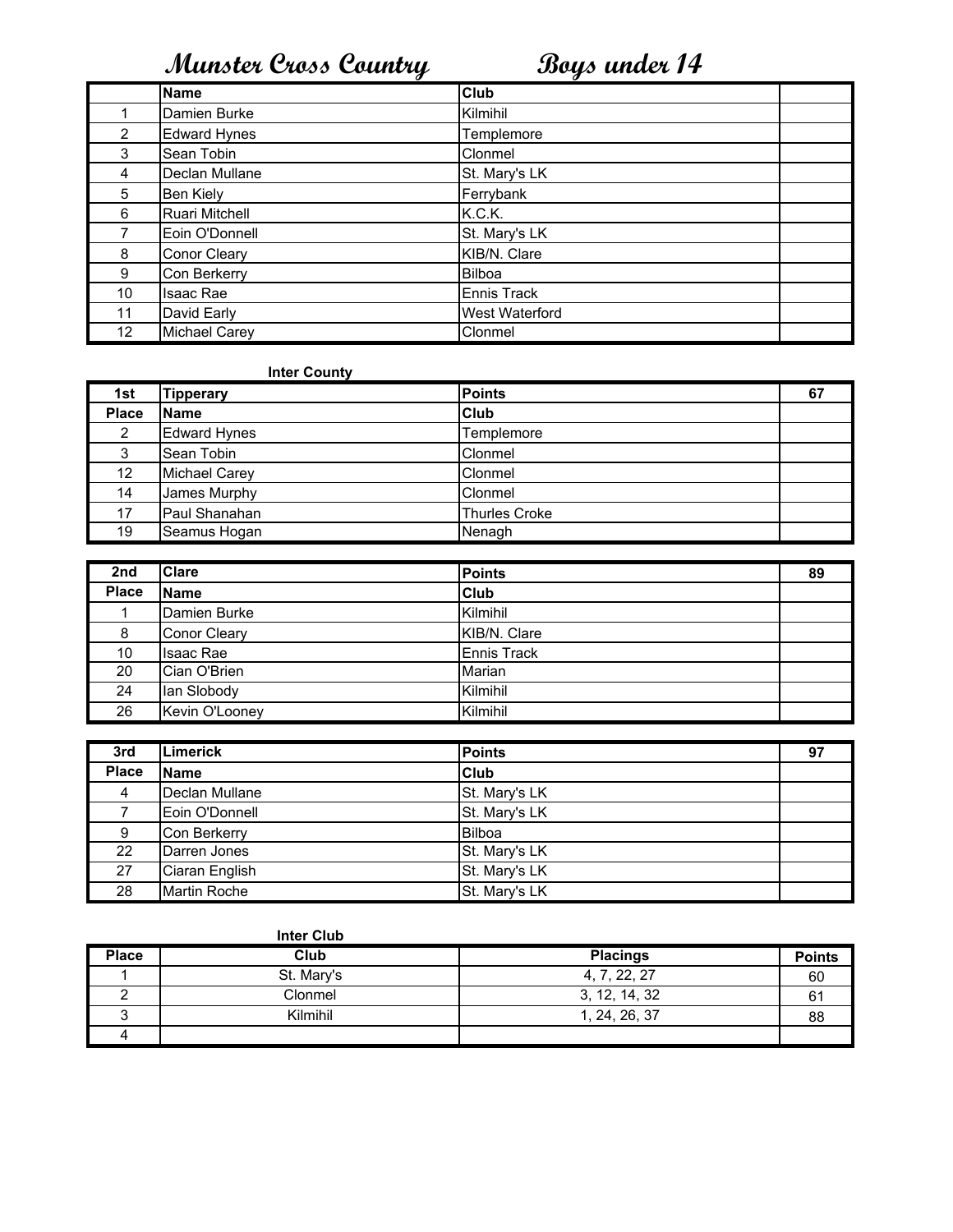# Munster Cross Country Boys under 14

| | Name | Club | |
|---|---|---|---|
| 1 | Damien Burke | Kilmihil | |
| 2 | Edward Hynes | Templemore | |
| 3 | Sean Tobin | Clonmel | |
| 4 | Declan Mullane | St. Mary's LK | |
| 5 | Ben Kiely | Ferrybank | |
| 6 | Ruari Mitchell | K.C.K. | |
| 7 | Eoin O'Donnell | St. Mary's LK | |
| 8 | Conor Cleary | KIB/N. Clare | |
| 9 | Con Berkerry | Bilboa | |
| 10 | Isaac Rae | Ennis Track | |
| 11 | David Early | West Waterford | |
| 12 | Michael Carey | Clonmel | |

**Inter County**

| 1st | Tipperary | Points | 67 |
|---|---|---|---|
| **Place** | **Name** | **Club** | |
| 2 | Edward Hynes | Templemore | |
| 3 | Sean Tobin | Clonmel | |
| 12 | Michael Carey | Clonmel | |
| 14 | James Murphy | Clonmel | |
| 17 | Paul Shanahan | Thurles Croke | |
| 19 | Seamus Hogan | Nenagh | |

| 2nd | Clare | Points | 89 |
|---|---|---|---|
| **Place** | **Name** | **Club** | |
| 1 | Damien Burke | Kilmihil | |
| 8 | Conor Cleary | KIB/N. Clare | |
| 10 | Isaac Rae | Ennis Track | |
| 20 | Cian O'Brien | Marian | |
| 24 | Ian Slobody | Kilmihil | |
| 26 | Kevin O'Looney | Kilmihil | |

| 3rd | Limerick | Points | 97 |
|---|---|---|---|
| **Place** | **Name** | **Club** | |
| 4 | Declan Mullane | St. Mary's LK | |
| 7 | Eoin O'Donnell | St. Mary's LK | |
| 9 | Con Berkerry | Bilboa | |
| 22 | Darren Jones | St. Mary's LK | |
| 27 | Ciaran English | St. Mary's LK | |
| 28 | Martin Roche | St. Mary's LK | |

**Inter Club**

| Place | Club | Placings | Points |
|---|---|---|---|
| 1 | St. Mary's | 4, 7, 22, 27 | 60 |
| 2 | Clonmel | 3, 12, 14, 32 | 61 |
| 3 | Kilmihil | 1, 24, 26, 37 | 88 |
| 4 | | | |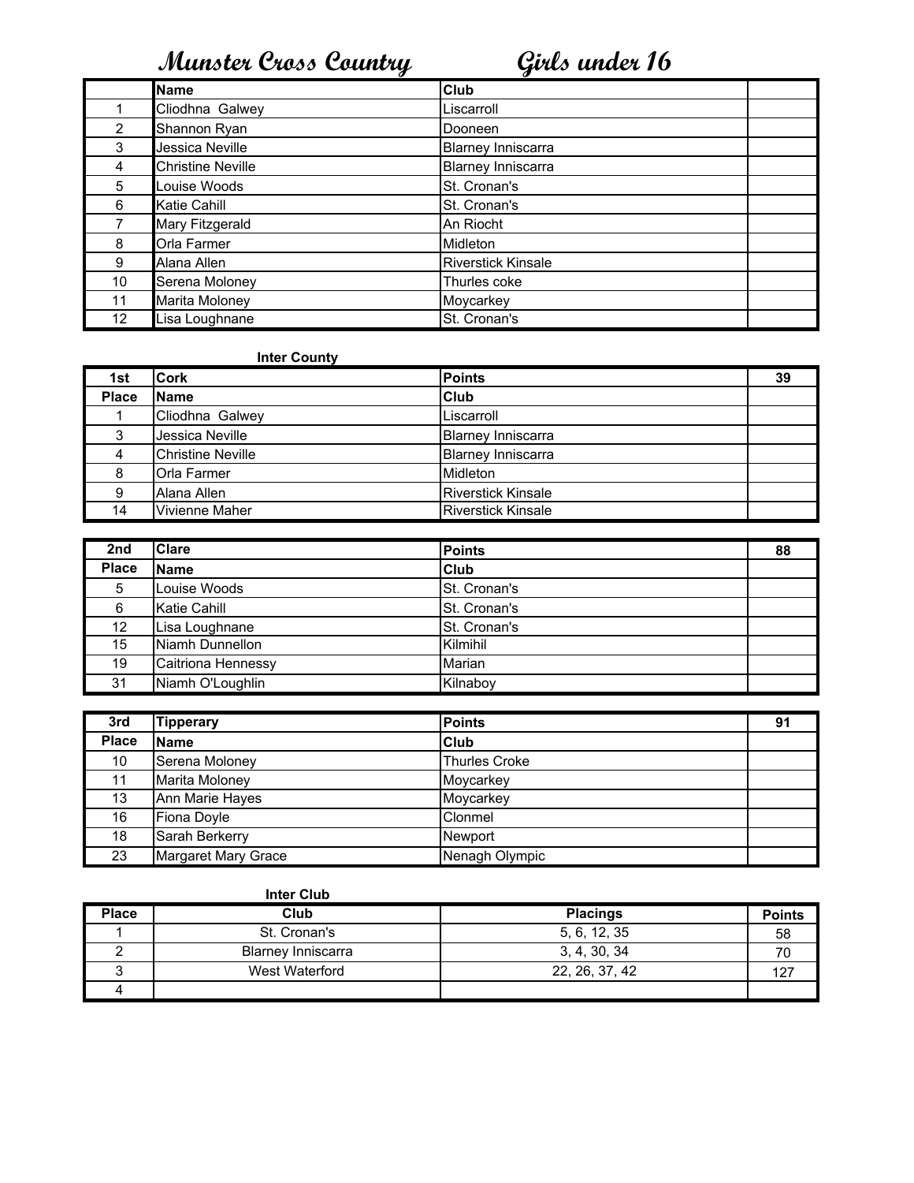# Munster Cross Country Girls under 16

| | Name | Club | |
|---|---|---|---|
| 1 | Cliodhna Galwey | Liscarroll | |
| 2 | Shannon Ryan | Dooneen | |
| 3 | Jessica Neville | Blarney Inniscarra | |
| 4 | Christine Neville | Blarney Inniscarra | |
| 5 | Louise Woods | St. Cronan's | |
| 6 | Katie Cahill | St. Cronan's | |
| 7 | Mary Fitzgerald | An Riocht | |
| 8 | Orla Farmer | Midleton | |
| 9 | Alana Allen | Riverstick Kinsale | |
| 10 | Serena Moloney | Thurles coke | |
| 11 | Marita Moloney | Moycarkey | |
| 12 | Lisa Loughnane | St. Cronan's | |

**Inter County**

| 1st | Cork | Points | 39 |
|---|---|---|---|
| **Place** | **Name** | **Club** | |
| 1 | Cliodhna Galwey | Liscarroll | |
| 3 | Jessica Neville | Blarney Inniscarra | |
| 4 | Christine Neville | Blarney Inniscarra | |
| 8 | Orla Farmer | Midleton | |
| 9 | Alana Allen | Riverstick Kinsale | |
| 14 | Vivienne Maher | Riverstick Kinsale | |

| 2nd | Clare | Points | 88 |
|---|---|---|---|
| **Place** | **Name** | **Club** | |
| 5 | Louise Woods | St. Cronan's | |
| 6 | Katie Cahill | St. Cronan's | |
| 12 | Lisa Loughnane | St. Cronan's | |
| 15 | Niamh Dunnellon | Kilmihil | |
| 19 | Caitriona Hennessy | Marian | |
| 31 | Niamh O'Loughlin | Kilnaboy | |

| 3rd | Tipperary | Points | 91 |
|---|---|---|---|
| **Place** | **Name** | **Club** | |
| 10 | Serena Moloney | Thurles Croke | |
| 11 | Marita Moloney | Moycarkey | |
| 13 | Ann Marie Hayes | Moycarkey | |
| 16 | Fiona Doyle | Clonmel | |
| 18 | Sarah Berkerry | Newport | |
| 23 | Margaret Mary Grace | Nenagh Olympic | |

**Inter Club**

| Place | Club | Placings | Points |
|---|---|---|---|
| 1 | St. Cronan's | 5, 6, 12, 35 | 58 |
| 2 | Blarney Inniscarra | 3, 4, 30, 34 | 70 |
| 3 | West Waterford | 22, 26, 37, 42 | 127 |
| 4 | | | |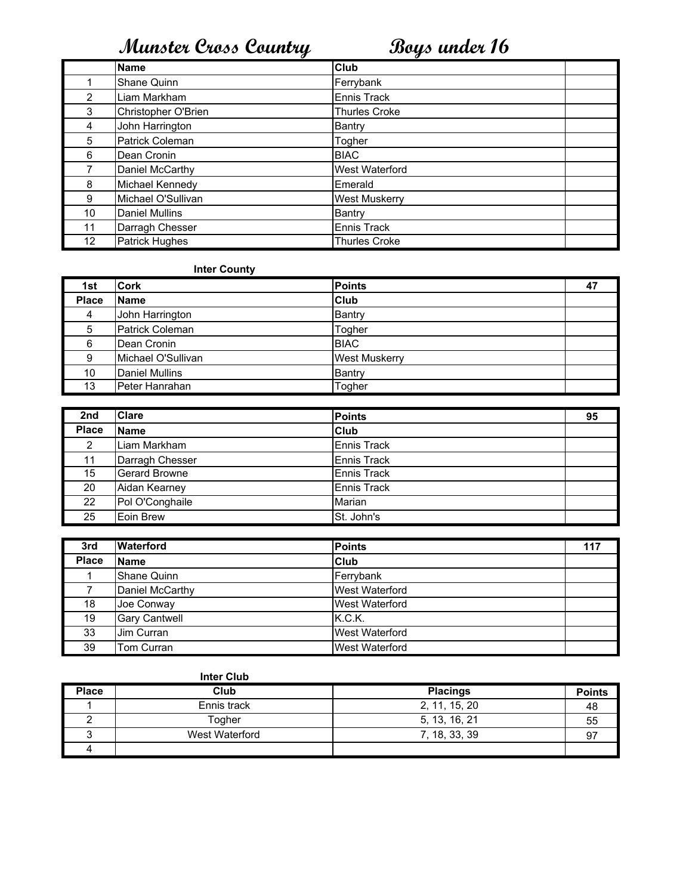# Munster Cross Country Boys under 16

| | Name | Club | |
|---|---|---|---|
| 1 | Shane Quinn | Ferrybank | |
| 2 | Liam Markham | Ennis Track | |
| 3 | Christopher O'Brien | Thurles Croke | |
| 4 | John Harrington | Bantry | |
| 5 | Patrick Coleman | Togher | |
| 6 | Dean Cronin | BIAC | |
| 7 | Daniel McCarthy | West Waterford | |
| 8 | Michael Kennedy | Emerald | |
| 9 | Michael O'Sullivan | West Muskerry | |
| 10 | Daniel Mullins | Bantry | |
| 11 | Darragh Chesser | Ennis Track | |
| 12 | Patrick Hughes | Thurles Croke | |

**Inter County**

| 1st | Cork | Points | 47 |
|---|---|---|---|
| **Place** | **Name** | **Club** | |
| 4 | John Harrington | Bantry | |
| 5 | Patrick Coleman | Togher | |
| 6 | Dean Cronin | BIAC | |
| 9 | Michael O'Sullivan | West Muskerry | |
| 10 | Daniel Mullins | Bantry | |
| 13 | Peter Hanrahan | Togher | |

| 2nd | Clare | Points | 95 |
|---|---|---|---|
| **Place** | **Name** | **Club** | |
| 2 | Liam Markham | Ennis Track | |
| 11 | Darragh Chesser | Ennis Track | |
| 15 | Gerard Browne | Ennis Track | |
| 20 | Aidan Kearney | Ennis Track | |
| 22 | Pol O'Conghaile | Marian | |
| 25 | Eoin Brew | St. John's | |

| 3rd | Waterford | Points | 117 |
|---|---|---|---|
| **Place** | **Name** | **Club** | |
| 1 | Shane Quinn | Ferrybank | |
| 7 | Daniel McCarthy | West Waterford | |
| 18 | Joe Conway | West Waterford | |
| 19 | Gary Cantwell | K.C.K. | |
| 33 | Jim Curran | West Waterford | |
| 39 | Tom Curran | West Waterford | |

**Inter Club**

| Place | Club | Placings | Points |
|---|---|---|---|
| 1 | Ennis track | 2, 11, 15, 20 | 48 |
| 2 | Togher | 5, 13, 16, 21 | 55 |
| 3 | West Waterford | 7, 18, 33, 39 | 97 |
| 4 | | | |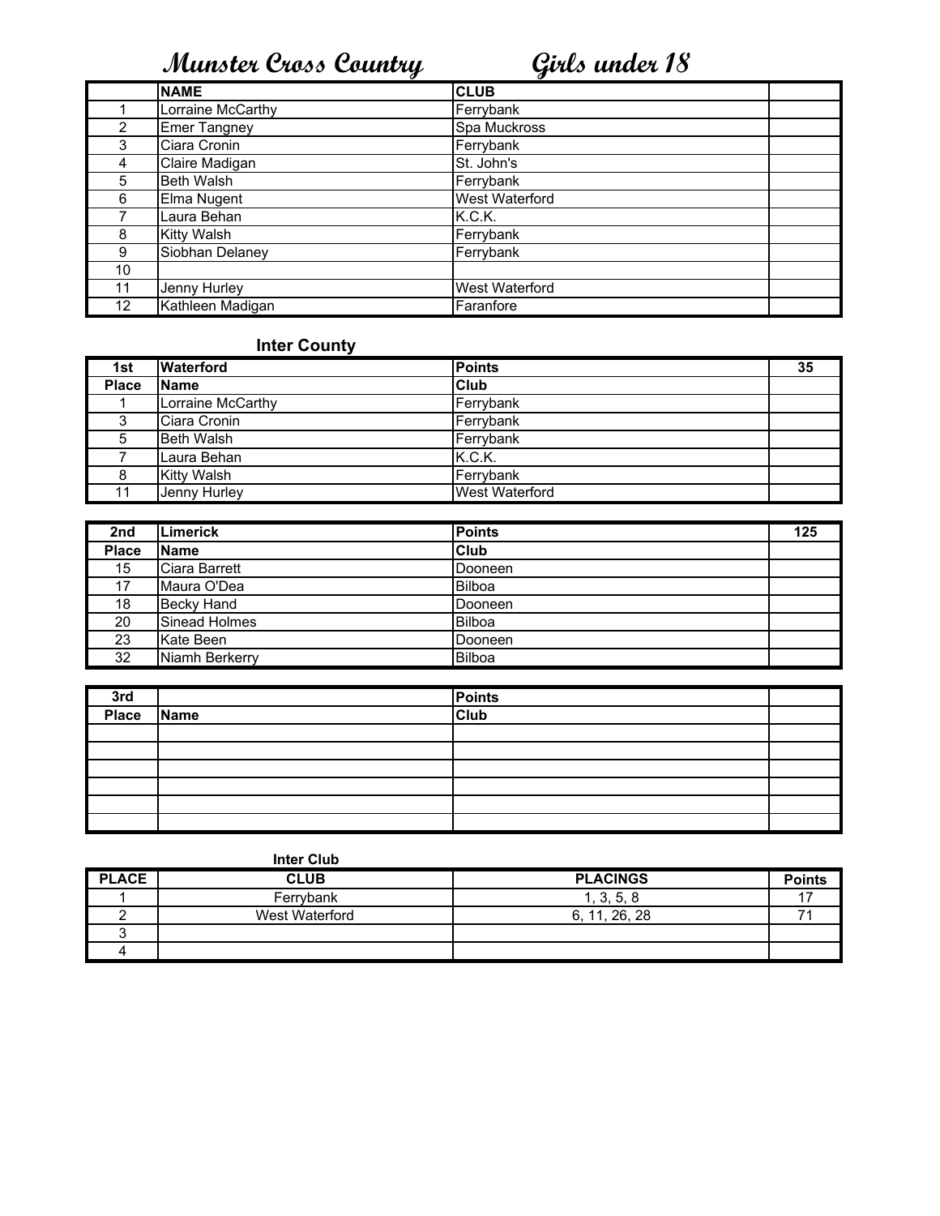# Munster Cross Country Girls under 18

| | NAME | CLUB | |
|---|---|---|---|
| 1 | Lorraine McCarthy | Ferrybank | |
| 2 | Emer Tangney | Spa Muckross | |
| 3 | Ciara Cronin | Ferrybank | |
| 4 | Claire Madigan | St. John's | |
| 5 | Beth Walsh | Ferrybank | |
| 6 | Elma Nugent | West Waterford | |
| 7 | Laura Behan | K.C.K. | |
| 8 | Kitty Walsh | Ferrybank | |
| 9 | Siobhan Delaney | Ferrybank | |
| 10 | | | |
| 11 | Jenny Hurley | West Waterford | |
| 12 | Kathleen Madigan | Faranfore | |

## Inter County

| 1st | Waterford | Points | 35 |
|---|---|---|---|
| **Place** | **Name** | **Club** | |
| 1 | Lorraine McCarthy | Ferrybank | |
| 3 | Ciara Cronin | Ferrybank | |
| 5 | Beth Walsh | Ferrybank | |
| 7 | Laura Behan | K.C.K. | |
| 8 | Kitty Walsh | Ferrybank | |
| 11 | Jenny Hurley | West Waterford | |

| 2nd | Limerick | Points | 125 |
|---|---|---|---|
| **Place** | **Name** | **Club** | |
| 15 | Ciara Barrett | Dooneen | |
| 17 | Maura O'Dea | Bilboa | |
| 18 | Becky Hand | Dooneen | |
| 20 | Sinead Holmes | Bilboa | |
| 23 | Kate Been | Dooneen | |
| 32 | Niamh Berkerry | Bilboa | |

| 3rd | | Points | |
|---|---|---|---|
| **Place** | **Name** | **Club** | |
| | | | |
| | | | |
| | | | |
| | | | |
| | | | |
| | | | |

## Inter Club

| PLACE | CLUB | PLACINGS | Points |
|---|---|---|---|
| 1 | Ferrybank | 1, 3, 5, 8 | 17 |
| 2 | West Waterford | 6, 11, 26, 28 | 71 |
| 3 | | | |
| 4 | | | |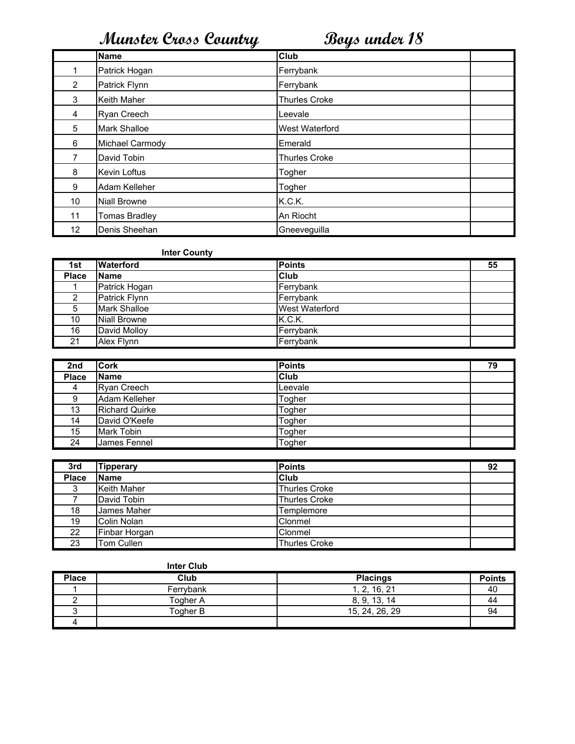# Munster Cross Country    Boys under 18

| | Name | Club | |
|---|---|---|---|
| 1 | Patrick Hogan | Ferrybank | |
| 2 | Patrick Flynn | Ferrybank | |
| 3 | Keith Maher | Thurles Croke | |
| 4 | Ryan Creech | Leevale | |
| 5 | Mark Shalloe | West Waterford | |
| 6 | Michael Carmody | Emerald | |
| 7 | David Tobin | Thurles Croke | |
| 8 | Kevin Loftus | Togher | |
| 9 | Adam Kelleher | Togher | |
| 10 | Niall Browne | K.C.K. | |
| 11 | Tomas Bradley | An Riocht | |
| 12 | Denis Sheehan | Gneeveguilla | |

**Inter County**

| 1st | Waterford | Points | 55 |
|---|---|---|---|
| **Place** | **Name** | **Club** | |
| 1 | Patrick Hogan | Ferrybank | |
| 2 | Patrick Flynn | Ferrybank | |
| 5 | Mark Shalloe | West Waterford | |
| 10 | Niall Browne | K.C.K. | |
| 16 | David Molloy | Ferrybank | |
| 21 | Alex Flynn | Ferrybank | |

| 2nd | Cork | Points | 79 |
|---|---|---|---|
| **Place** | **Name** | **Club** | |
| 4 | Ryan Creech | Leevale | |
| 9 | Adam Kelleher | Togher | |
| 13 | Richard Quirke | Togher | |
| 14 | David O'Keefe | Togher | |
| 15 | Mark Tobin | Togher | |
| 24 | James Fennel | Togher | |

| 3rd | Tipperary | Points | 92 |
|---|---|---|---|
| **Place** | **Name** | **Club** | |
| 3 | Keith Maher | Thurles Croke | |
| 7 | David Tobin | Thurles Croke | |
| 18 | James Maher | Templemore | |
| 19 | Colin Nolan | Clonmel | |
| 22 | Finbar Horgan | Clonmel | |
| 23 | Tom Cullen | Thurles Croke | |

**Inter Club**

| Place | Club | Placings | Points |
|---|---|---|---|
| 1 | Ferrybank | 1, 2, 16, 21 | 40 |
| 2 | Togher A | 8, 9, 13, 14 | 44 |
| 3 | Togher B | 15, 24, 26, 29 | 94 |
| 4 | | | |